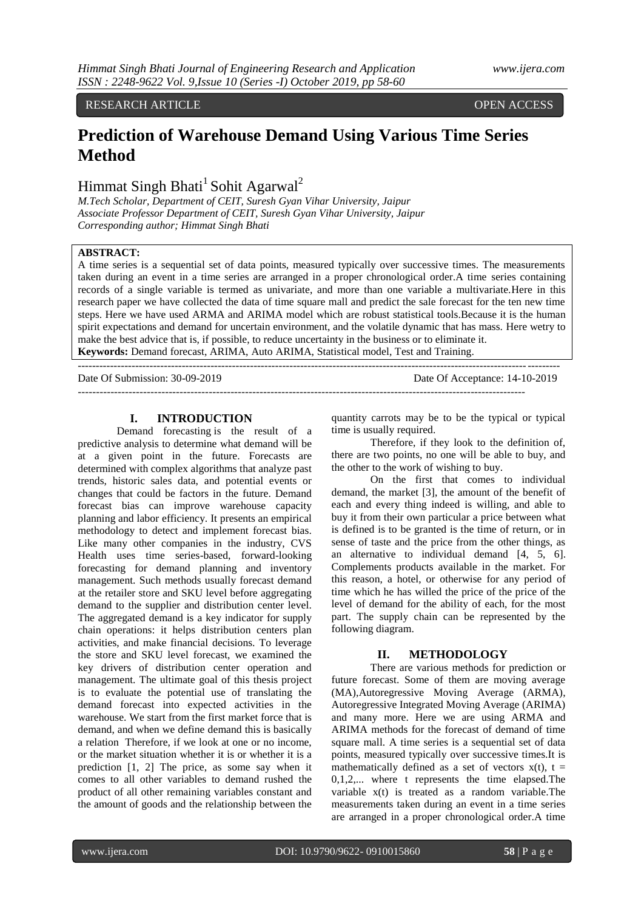RESEARCH ARTICLE OPEN ACCESS

# Prediction of Warehouse Demand Using Various Time Series Method

Himmat Singh Bhati[1] Sohit Agarwal[2]

*M.Tech Scholar, Department of CEIT, Suresh Gyan Vihar University, Jaipur*
*Associate Professor Department of CEIT, Suresh Gyan Vihar University, Jaipur*
*Corresponding author; Himmat Singh Bhati*

**ABSTRACT:**
A time series is a sequential set of data points, measured typically over successive times. The measurements taken during an event in a time series are arranged in a proper chronological order.A time series containing records of a single variable is termed as univariate, and more than one variable a multivariate.Here in this research paper we have collected the data of time square mall and predict the sale forecast for the ten new time steps. Here we have used ARMA and ARIMA model which are robust statistical tools.Because it is the human spirit expectations and demand for uncertain environment, and the volatile dynamic that has mass. Here wetry to make the best advice that is, if possible, to reduce uncertainty in the business or to eliminate it.
**Keywords:** Demand forecast, ARIMA, Auto ARIMA, Statistical model, Test and Training.

---

Date Of Submission: 30-09-2019 Date Of Acceptance: 14-10-2019

---

## I. INTRODUCTION

Demand forecasting is the result of a predictive analysis to determine what demand will be at a given point in the future. Forecasts are determined with complex algorithms that analyze past trends, historic sales data, and potential events or changes that could be factors in the future. Demand forecast bias can improve warehouse capacity planning and labor efficiency. It presents an empirical methodology to detect and implement forecast bias. Like many other companies in the industry, CVS Health uses time series-based, forward-looking forecasting for demand planning and inventory management. Such methods usually forecast demand at the retailer store and SKU level before aggregating demand to the supplier and distribution center level. The aggregated demand is a key indicator for supply chain operations: it helps distribution centers plan activities, and make financial decisions. To leverage the store and SKU level forecast, we examined the key drivers of distribution center operation and management. The ultimate goal of this thesis project is to evaluate the potential use of translating the demand forecast into expected activities in the warehouse. We start from the first market force that is demand, and when we define demand this is basically a relation Therefore, if we look at one or no income, or the market situation whether it is or whether it is a prediction [1, 2] The price, as some say when it comes to all other variables to demand rushed the product of all other remaining variables constant and the amount of goods and the relationship between the quantity carrots may be to be the typical or typical time is usually required.

Therefore, if they look to the definition of, there are two points, no one will be able to buy, and the other to the work of wishing to buy.

On the first that comes to individual demand, the market [3], the amount of the benefit of each and every thing indeed is willing, and able to buy it from their own particular a price between what is defined is to be granted is the time of return, or in sense of taste and the price from the other things, as an alternative to individual demand [4, 5, 6]. Complements products available in the market. For this reason, a hotel, or otherwise for any period of time which he has willed the price of the price of the level of demand for the ability of each, for the most part. The supply chain can be represented by the following diagram.

## II. METHODOLOGY

There are various methods for prediction or future forecast. Some of them are moving average (MA),Autoregressive Moving Average (ARMA), Autoregressive Integrated Moving Average (ARIMA) and many more. Here we are using ARMA and ARIMA methods for the forecast of demand of time square mall. A time series is a sequential set of data points, measured typically over successive times.It is mathematically defined as a set of vectors $x(t)$, $t = 0,1,2,...$ where t represents the time elapsed.The variable $x(t)$ is treated as a random variable.The measurements taken during an event in a time series are arranged in a proper chronological order.A time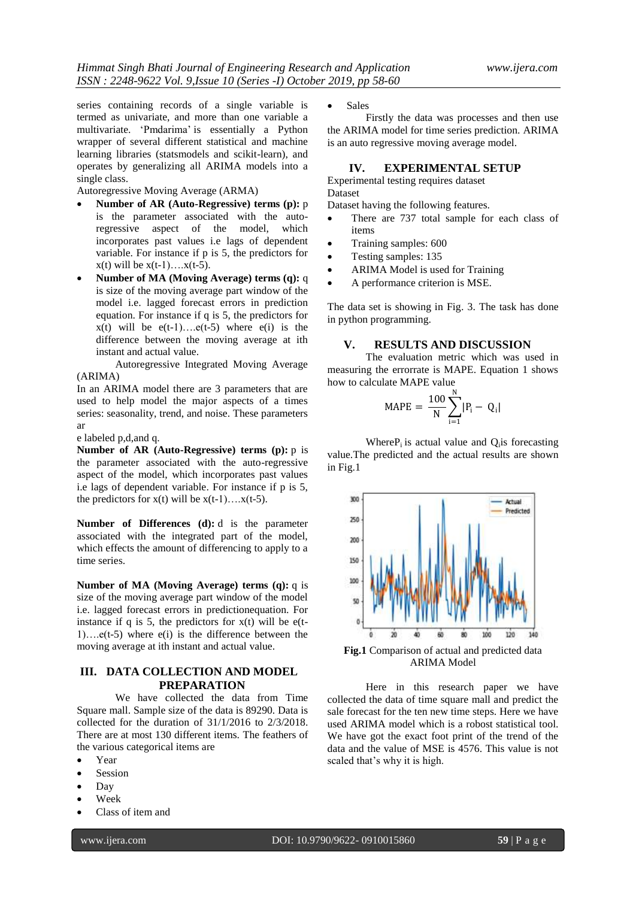series containing records of a single variable is termed as univariate, and more than one variable a multivariate. 'Pmdarima' is essentially a Python wrapper of several different statistical and machine learning libraries (statsmodels and scikit-learn), and operates by generalizing all ARIMA models into a single class.

Autoregressive Moving Average (ARMA)

- **Number of AR (Auto-Regressive) terms (p):** p is the parameter associated with the auto-regressive aspect of the model, which incorporates past values i.e lags of dependent variable. For instance if p is 5, the predictors for x(t) will be x(t-1)….x(t-5).
- **Number of MA (Moving Average) terms (q):** q is size of the moving average part window of the model i.e. lagged forecast errors in prediction equation. For instance if q is 5, the predictors for x(t) will be e(t-1)….e(t-5) where e(i) is the difference between the moving average at ith instant and actual value.

Autoregressive Integrated Moving Average (ARIMA)

In an ARIMA model there are 3 parameters that are used to help model the major aspects of a times series: seasonality, trend, and noise. These parameters ar

e labeled p,d,and q.

**Number of AR (Auto-Regressive) terms (p):** p is the parameter associated with the auto-regressive aspect of the model, which incorporates past values i.e lags of dependent variable. For instance if p is 5, the predictors for x(t) will be x(t-1)….x(t-5).

**Number of Differences (d):** d is the parameter associated with the integrated part of the model, which effects the amount of differencing to apply to a time series.

**Number of MA (Moving Average) terms (q):** q is size of the moving average part window of the model i.e. lagged forecast errors in predictionequation. For instance if q is 5, the predictors for x(t) will be e(t-1)….e(t-5) where e(i) is the difference between the moving average at ith instant and actual value.

## III. DATA COLLECTION AND MODEL PREPARATION

We have collected the data from Time Square mall. Sample size of the data is 89290. Data is collected for the duration of 31/1/2016 to 2/3/2018. There are at most 130 different items. The feathers of the various categorical items are

- Year
- Session
- Day
- Week
- Class of item and
- Sales

Firstly the data was processes and then use the ARIMA model for time series prediction. ARIMA is an auto regressive moving average model.

## IV. EXPERIMENTAL SETUP

Experimental testing requires dataset

Dataset

Dataset having the following features.

- There are 737 total sample for each class of items
- Training samples: 600
- Testing samples: 135
- ARIMA Model is used for Training
- A performance criterion is MSE.

The data set is showing in Fig. 3. The task has done in python programming.

## V. RESULTS AND DISCUSSION

The evaluation metric which was used in measuring the errorrate is MAPE. Equation 1 shows how to calculate MAPE value

$$\text{MAPE} = \frac{100}{N}\sum_{i=1}^{N}|P_i - Q_i|$$

Where$P_i$ is actual value and $Q_i$is forecasting value.The predicted and the actual results are shown in Fig.1

**Fig.1** Comparison of actual and predicted data ARIMA Model

Here in this research paper we have collected the data of time square mall and predict the sale forecast for the ten new time steps. Here we have used ARIMA model which is a robost statistical tool. We have got the exact foot print of the trend of the data and the value of MSE is 4576. This value is not scaled that's why it is high.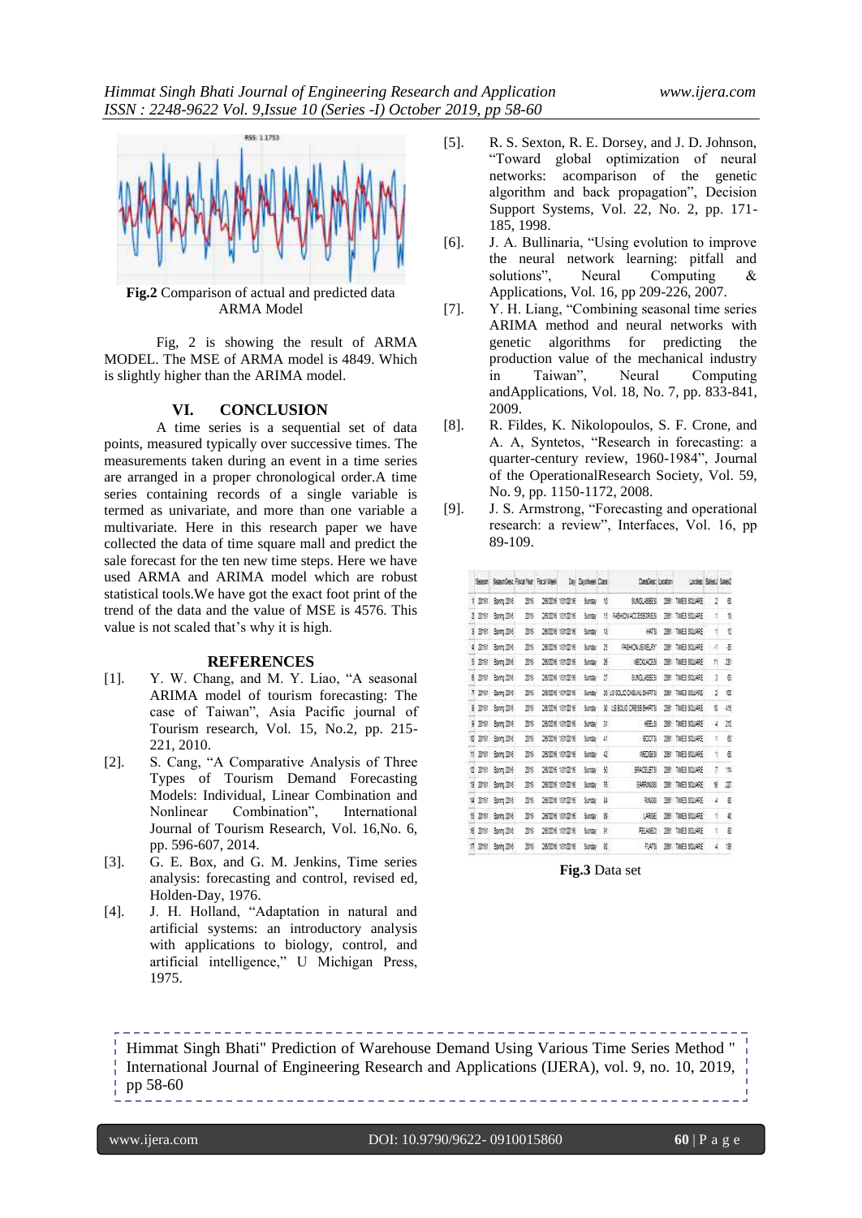RSS: 1.1753

**Fig.2** Comparison of actual and predicted data ARMA Model

Fig, 2 is showing the result of ARMA MODEL. The MSE of ARMA model is 4849. Which is slightly higher than the ARIMA model.

## VI. CONCLUSION

A time series is a sequential set of data points, measured typically over successive times. The measurements taken during an event in a time series are arranged in a proper chronological order.A time series containing records of a single variable is termed as univariate, and more than one variable a multivariate. Here in this research paper we have collected the data of time square mall and predict the sale forecast for the ten new time steps. Here we have used ARMA and ARIMA model which are robust statistical tools.We have got the exact foot print of the trend of the data and the value of MSE is 4576. This value is not scaled that's why it is high.

## REFERENCES

[1]. Y. W. Chang, and M. Y. Liao, "A seasonal ARIMA model of tourism forecasting: The case of Taiwan", Asia Pacific journal of Tourism research, Vol. 15, No.2, pp. 215-221, 2010.

[2]. S. Cang, "A Comparative Analysis of Three Types of Tourism Demand Forecasting Models: Individual, Linear Combination and Nonlinear Combination", International Journal of Tourism Research, Vol. 16,No. 6, pp. 596-607, 2014.

[3]. G. E. Box, and G. M. Jenkins, Time series analysis: forecasting and control, revised ed, Holden-Day, 1976.

[4]. J. H. Holland, "Adaptation in natural and artificial systems: an introductory analysis with applications to biology, control, and artificial intelligence," U Michigan Press, 1975.

[5]. R. S. Sexton, R. E. Dorsey, and J. D. Johnson, "Toward global optimization of neural networks: acomparison of the genetic algorithm and back propagation", Decision Support Systems, Vol. 22, No. 2, pp. 171-185, 1998.

[6]. J. A. Bullinaria, "Using evolution to improve the neural network learning: pitfall and solutions", Neural Computing & Applications, Vol. 16, pp 209-226, 2007.

[7]. Y. H. Liang, "Combining seasonal time series ARIMA method and neural networks with genetic algorithms for predicting the production value of the mechanical industry in Taiwan", Neural Computing andApplications, Vol. 18, No. 7, pp. 833-841, 2009.

[8]. R. Fildes, K. Nikolopoulos, S. F. Crone, and A. A, Syntetos, "Research in forecasting: a quarter-century review, 1960-1984", Journal of the OperationalResearch Society, Vol. 59, No. 9, pp. 1150-1172, 2008.

[9]. J. S. Armstrong, "Forecasting and operational research: a review", Interfaces, Vol. 16, pp 89-109.

**Fig.3** Data set

Himmat Singh Bhati" Prediction of Warehouse Demand Using Various Time Series Method " International Journal of Engineering Research and Applications (IJERA), vol. 9, no. 10, 2019, pp 58-60